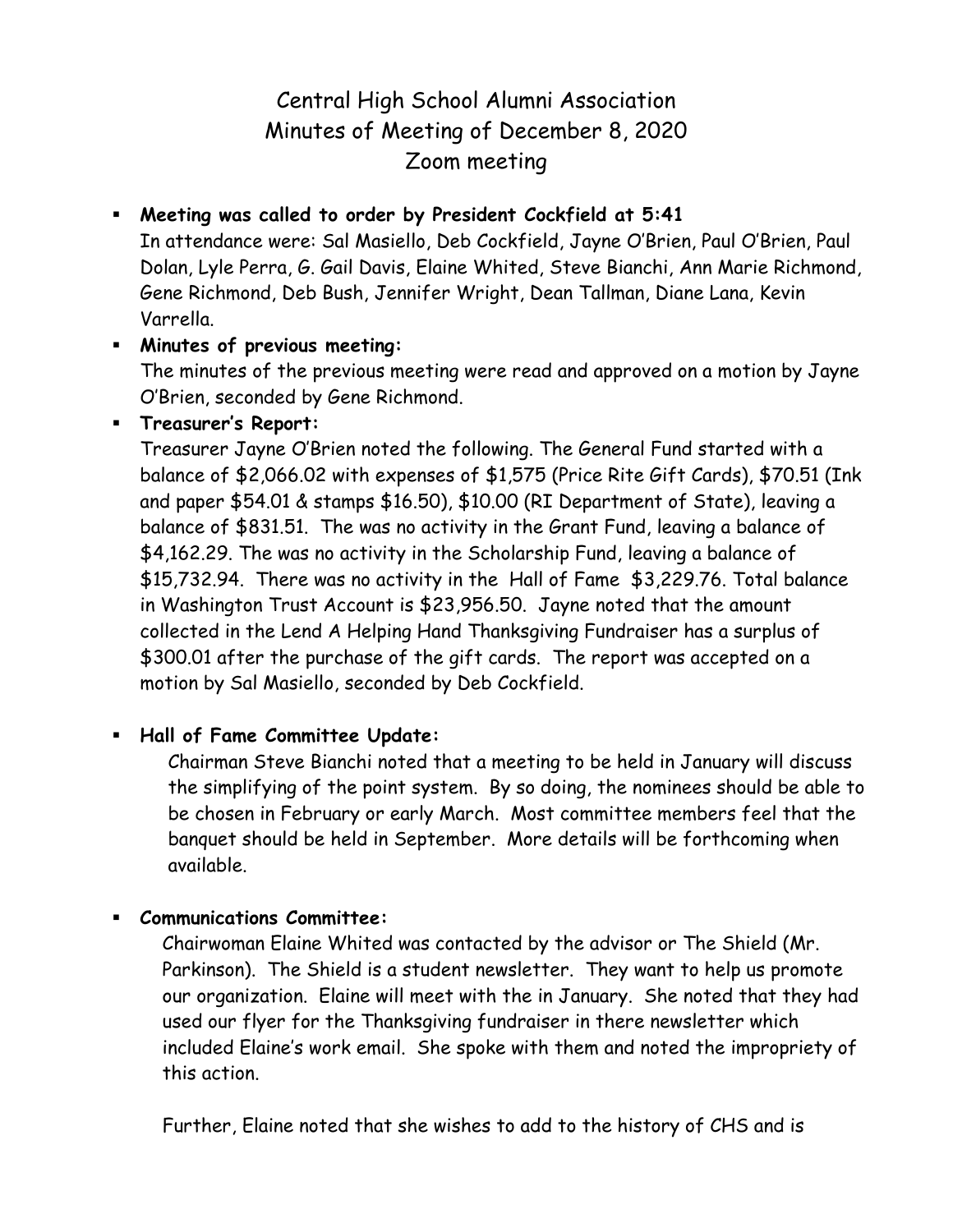# Central High School Alumni Association
## Minutes of Meeting of December 8, 2020
## Zoom meeting

- **Meeting was called to order by President Cockfield at 5:41**
  In attendance were: Sal Masiello, Deb Cockfield, Jayne O'Brien, Paul O'Brien, Paul Dolan, Lyle Perra, G. Gail Davis, Elaine Whited, Steve Bianchi, Ann Marie Richmond, Gene Richmond, Deb Bush, Jennifer Wright, Dean Tallman, Diane Lana, Kevin Varrella.

- **Minutes of previous meeting:**
  The minutes of the previous meeting were read and approved on a motion by Jayne O'Brien, seconded by Gene Richmond.

- **Treasurer's Report:**
  Treasurer Jayne O'Brien noted the following. The General Fund started with a balance of $2,066.02 with expenses of $1,575 (Price Rite Gift Cards), $70.51 (Ink and paper $54.01 & stamps $16.50), $10.00 (RI Department of State), leaving a balance of $831.51. The was no activity in the Grant Fund, leaving a balance of $4,162.29. The was no activity in the Scholarship Fund, leaving a balance of $15,732.94. There was no activity in the Hall of Fame $3,229.76. Total balance in Washington Trust Account is $23,956.50. Jayne noted that the amount collected in the Lend A Helping Hand Thanksgiving Fundraiser has a surplus of $300.01 after the purchase of the gift cards. The report was accepted on a motion by Sal Masiello, seconded by Deb Cockfield.

- **Hall of Fame Committee Update:**
  Chairman Steve Bianchi noted that a meeting to be held in January will discuss the simplifying of the point system. By so doing, the nominees should be able to be chosen in February or early March. Most committee members feel that the banquet should be held in September. More details will be forthcoming when available.

- **Communications Committee:**
  Chairwoman Elaine Whited was contacted by the advisor or The Shield (Mr. Parkinson). The Shield is a student newsletter. They want to help us promote our organization. Elaine will meet with the in January. She noted that they had used our flyer for the Thanksgiving fundraiser in there newsletter which included Elaine's work email. She spoke with them and noted the impropriety of this action.

  Further, Elaine noted that she wishes to add to the history of CHS and is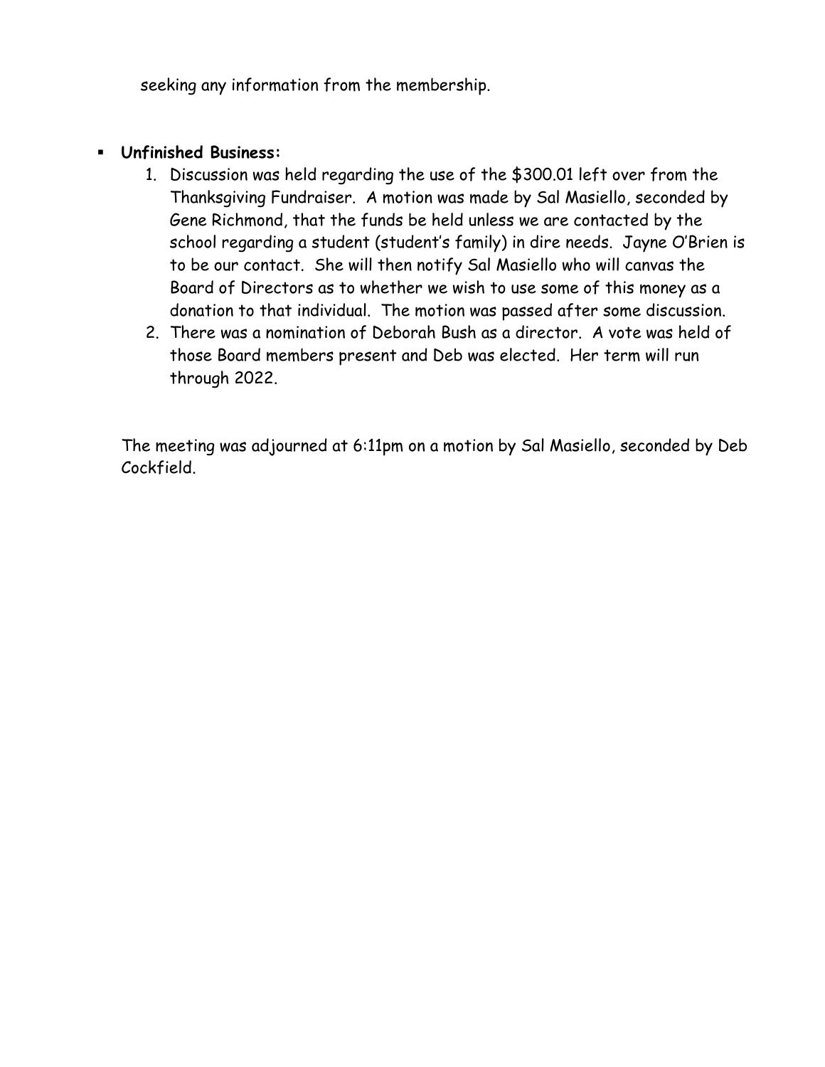seeking any information from the membership.

- **Unfinished Business:**
  1. Discussion was held regarding the use of the $300.01 left over from the Thanksgiving Fundraiser. A motion was made by Sal Masiello, seconded by Gene Richmond, that the funds be held unless we are contacted by the school regarding a student (student's family) in dire needs. Jayne O'Brien is to be our contact. She will then notify Sal Masiello who will canvas the Board of Directors as to whether we wish to use some of this money as a donation to that individual. The motion was passed after some discussion.
  2. There was a nomination of Deborah Bush as a director. A vote was held of those Board members present and Deb was elected. Her term will run through 2022.

The meeting was adjourned at 6:11pm on a motion by Sal Masiello, seconded by Deb Cockfield.